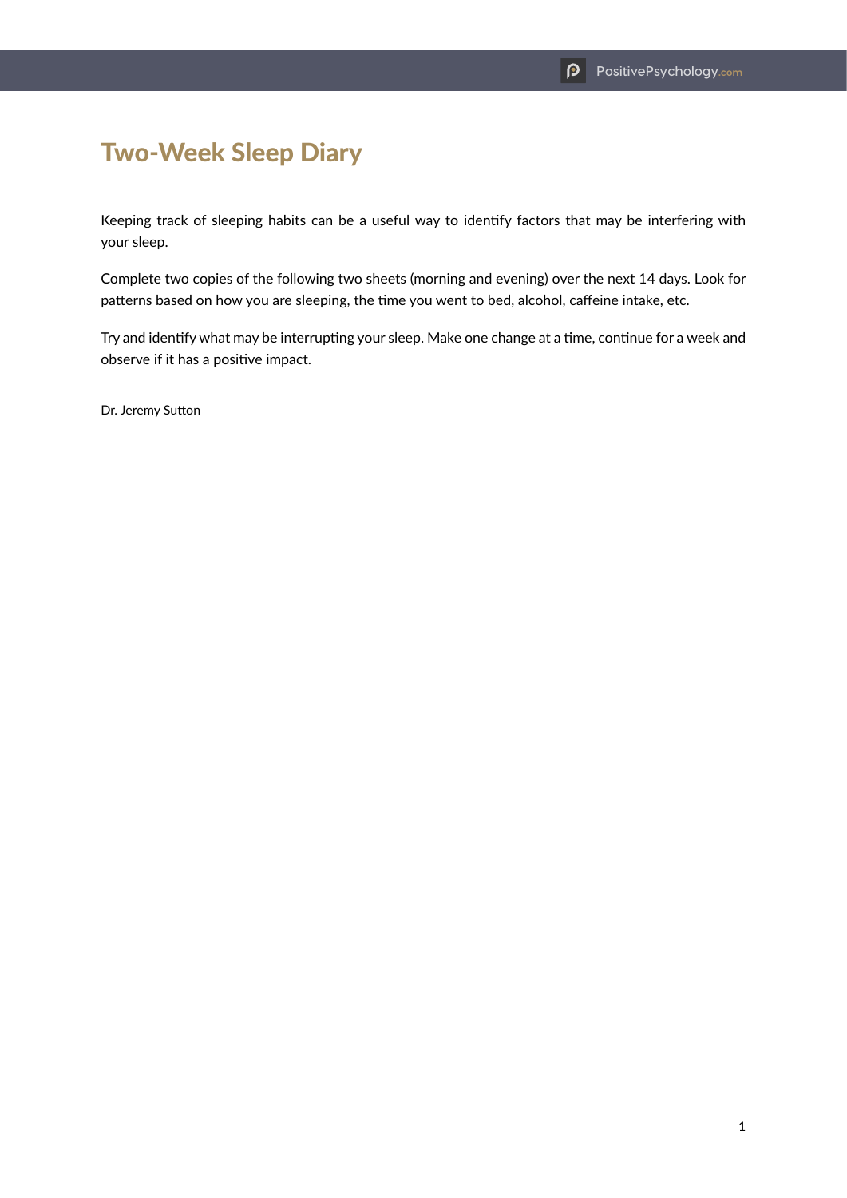# Two-Week Sleep Diary

Keeping track of sleeping habits can be a useful way to identify factors that may be interfering with your sleep.

Complete two copies of the following two sheets (morning and evening) over the next 14 days. Look for patterns based on how you are sleeping, the time you went to bed, alcohol, caffeine intake, etc.

Try and identify what may be interrupting your sleep. Make one change at a time, continue for a week and observe if it has a positive impact.

Dr. Jeremy Sutton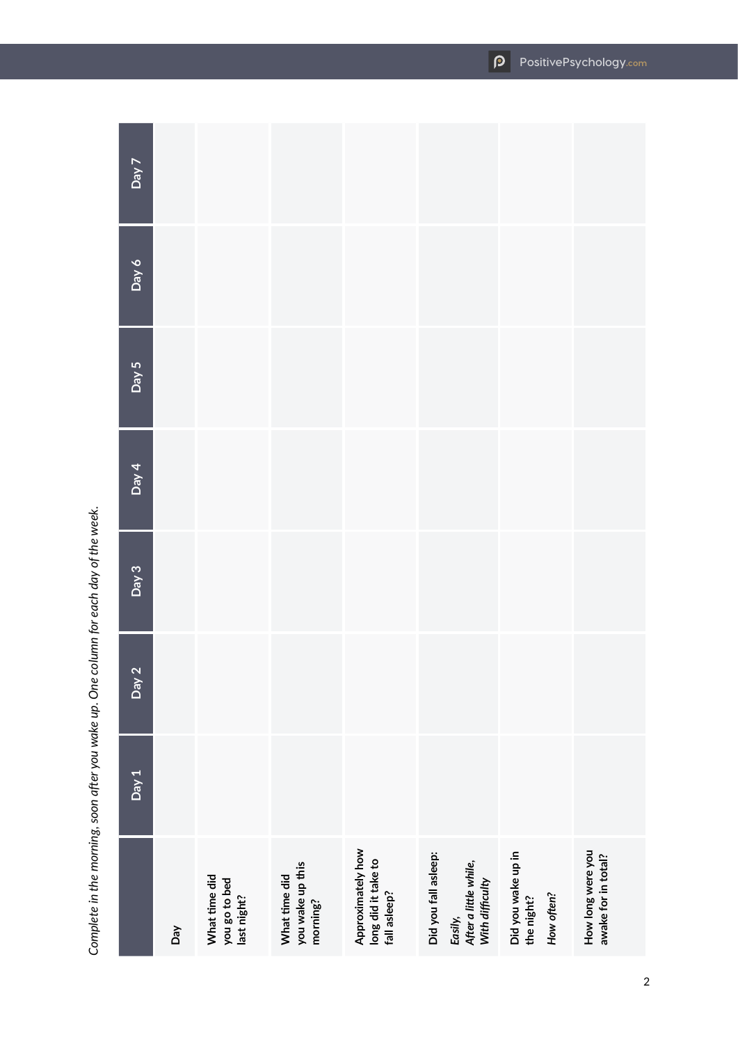*Complete in the morning, soon after you wake up. One column for each day of the week.*

| | Day 1 | Day 2 | Day 3 | Day 4 | Day 5 | Day 6 | Day 7 |
|---|---|---|---|---|---|---|---|
| **Day** | | | | | | | |
| **What time did you go to bed last night?** | | | | | | | |
| **What time did you wake up this morning?** | | | | | | | |
| **Approximately how long did it take to fall asleep?** | | | | | | | |
| **Did you fall asleep:** *Easily, After a little while, With difficulty* | | | | | | | |
| **Did you wake up in the night?** *How often?* | | | | | | | |
| **How long were you awake for in total?** | | | | | | | |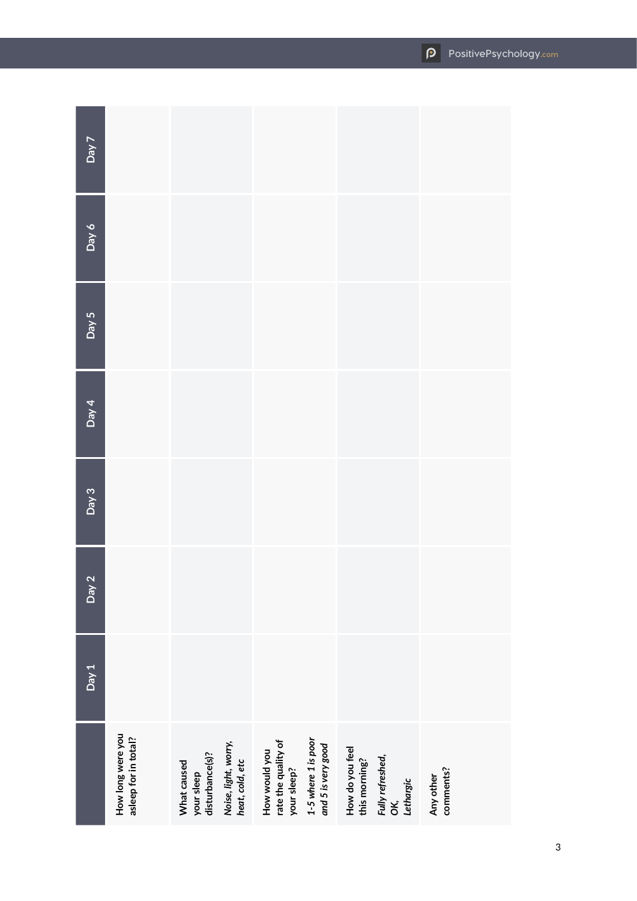| | Day 1 | Day 2 | Day 3 | Day 4 | Day 5 | Day 6 | Day 7 |
|---|---|---|---|---|---|---|---|
| How long were you asleep for in total? | | | | | | | |
| What caused your sleep disturbance(s)? *Noise, light, worry, heat, cold, etc* | | | | | | | |
| How would you rate the quality of your sleep? *1-5 where 1 is poor and 5 is very good* | | | | | | | |
| How do you feel this morning? *Fully refreshed, OK, Lethargic* | | | | | | | |
| Any other comments? | | | | | | | |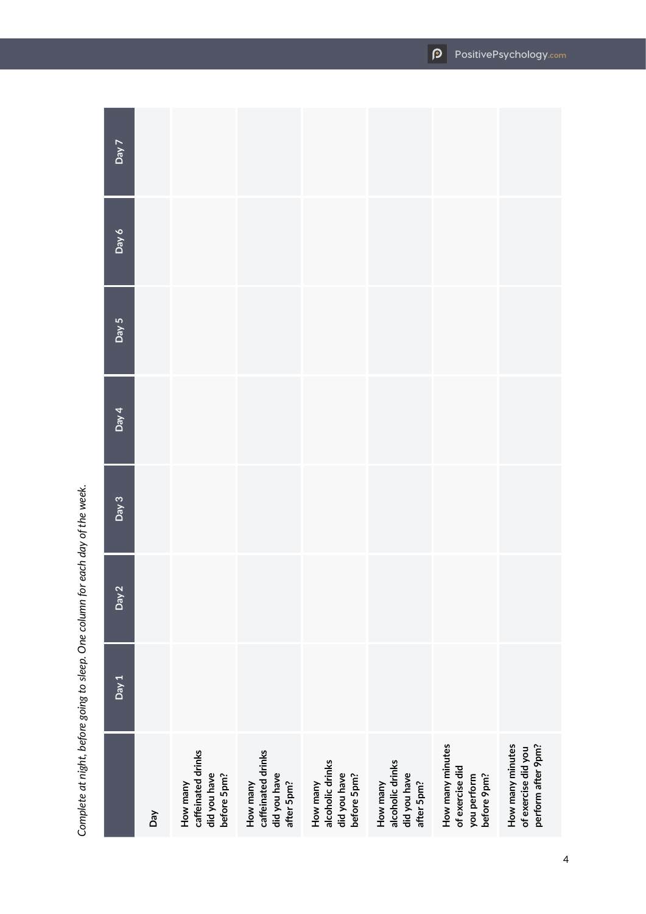*Complete at night, before going to sleep. One column for each day of the week.*

| | Day 1 | Day 2 | Day 3 | Day 4 | Day 5 | Day 6 | Day 7 |
|---|---|---|---|---|---|---|---|
| Day | | | | | | | |
| How many caffeinated drinks did you have before 5pm? | | | | | | | |
| How many caffeinated drinks did you have after 5pm? | | | | | | | |
| How many alcoholic drinks did you have before 5pm? | | | | | | | |
| How many alcoholic drinks did you have after 5pm? | | | | | | | |
| How many minutes of exercise did you perform before 9pm? | | | | | | | |
| How many minutes of exercise did you perform after 9pm? | | | | | | | |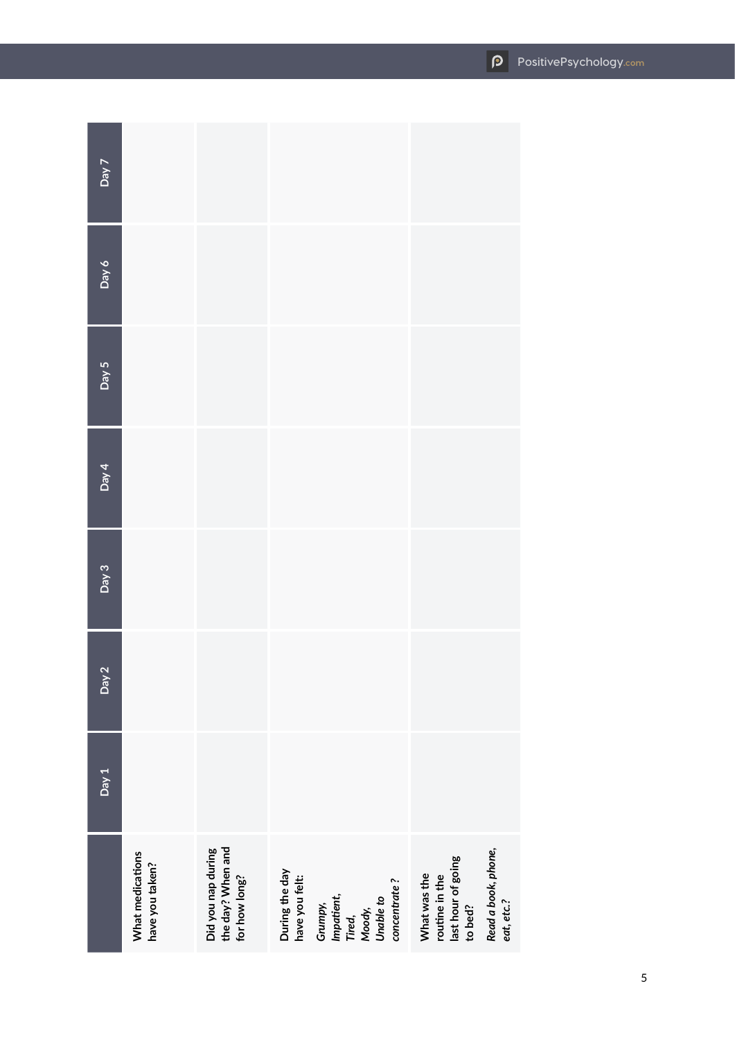| | Day 1 | Day 2 | Day 3 | Day 4 | Day 5 | Day 6 | Day 7 |
|---|---|---|---|---|---|---|---|
| **What medications have you taken?** | | | | | | | |
| **Did you nap during the day? When and for how long?** | | | | | | | |
| **During the day have you felt:** *Grumpy, Impatient, Tired, Moody, Unable to concentrate ?* | | | | | | | |
| **What was the routine in the last hour of going to bed?** ***Read a book, phone, eat, etc.?*** | | | | | | | |